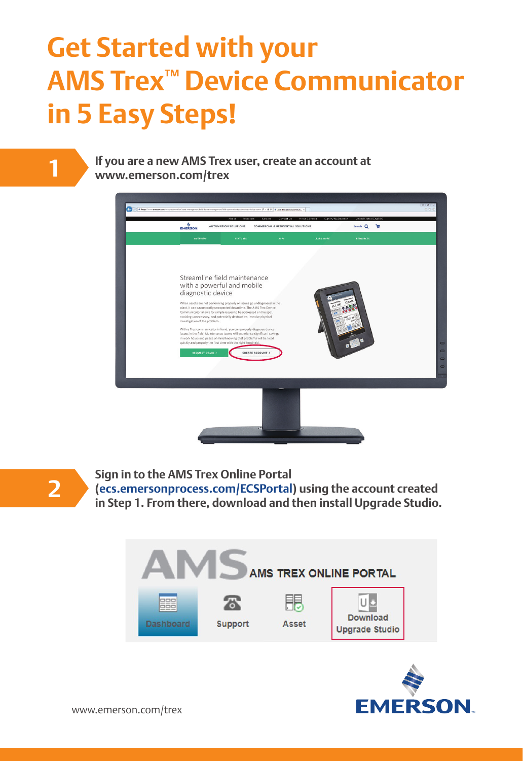# Get Started with your AMS Trex™ Device Communicator in 5 Easy Steps!

**1** **If you are a new AMS Trex user, create an account at www.emerson.com/trex**

**2** **Sign in to the AMS Trex Online Portal (ecs.emersonprocess.com/ECSPortal) using the account created in Step 1. From there, download and then install Upgrade Studio.**

www.emerson.com/trex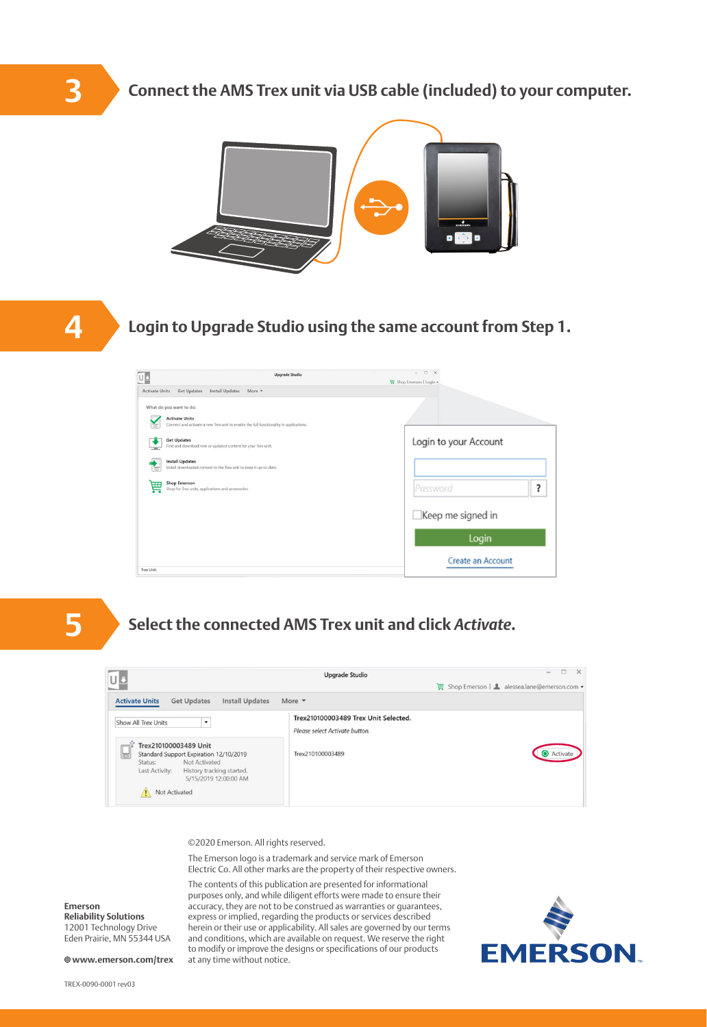## 3 Connect the AMS Trex unit via USB cable (included) to your computer.

## 4 Login to Upgrade Studio using the same account from Step 1.

## 5 Select the connected AMS Trex unit and click *Activate*.

©2020 Emerson. All rights reserved.

The Emerson logo is a trademark and service mark of Emerson Electric Co. All other marks are the property of their respective owners.

The contents of this publication are presented for informational purposes only, and while diligent efforts were made to ensure their accuracy, they are not to be construed as warranties or guarantees, express or implied, regarding the products or services described herein or their use or applicability. All sales are governed by our terms and conditions, which are available on request. We reserve the right to modify or improve the designs or specifications of our products at any time without notice.

**Emerson**
**Reliability Solutions**
12001 Technology Drive
Eden Prairie, MN 55344 USA

**www.emerson.com/trex**

TREX-0090-0001 rev03